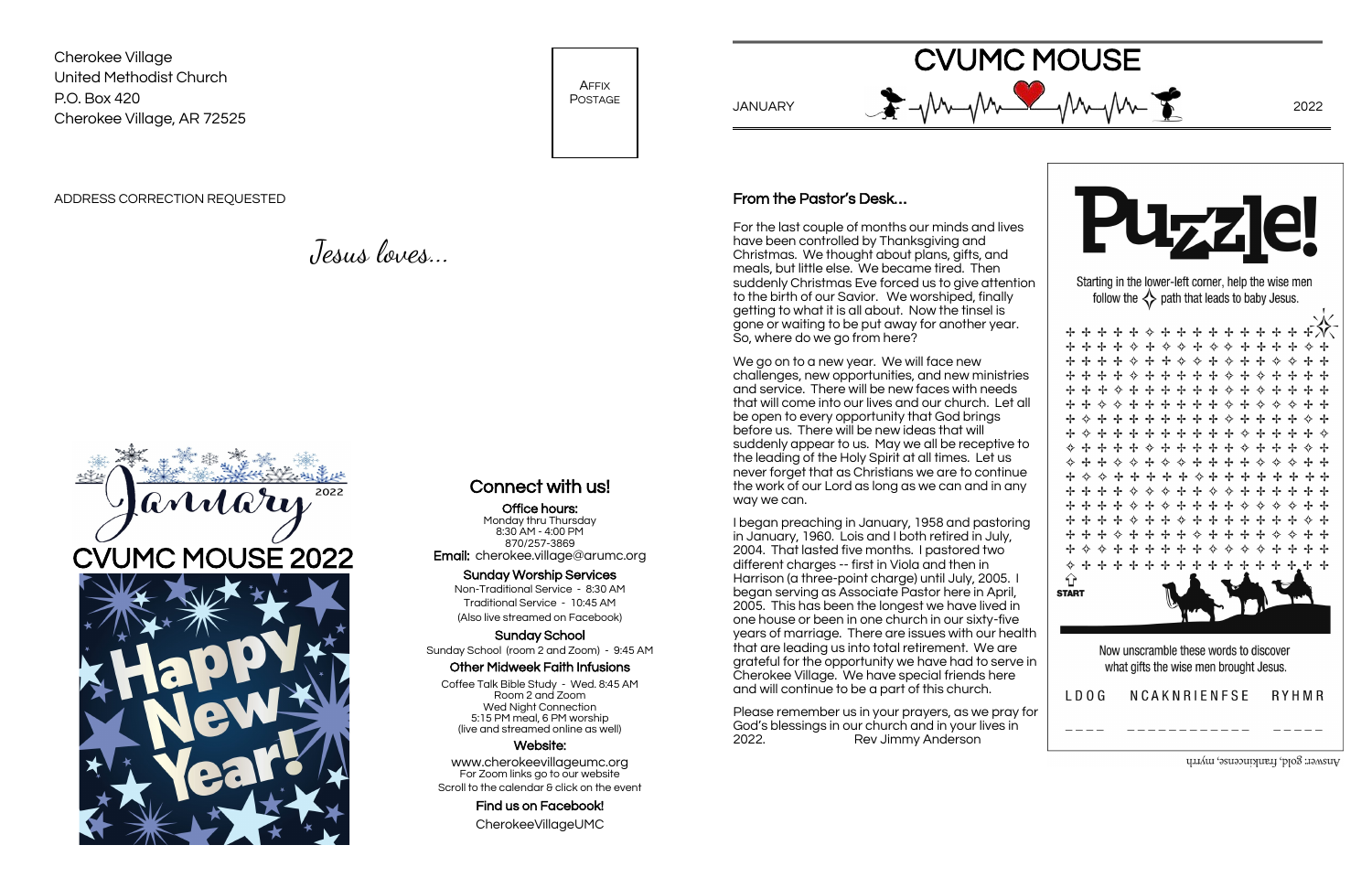Cherokee Village
United Methodist Church
P.O. Box 420
Cherokee Village, AR 72525

AFFIX POSTAGE

ADDRESS CORRECTION REQUESTED

*Jesus loves...*

January 2022
CVUMC MOUSE 2022
Happy New Year!

## Connect with us!

**Office hours:**
Monday thru Thursday
8:30 AM - 4:00 PM
870/257-3869

**Email:** cherokee.village@arumc.org

**Sunday Worship Services**
Non-Traditional Service - 8:30 AM
Traditional Service - 10:45 AM
(Also live streamed on Facebook)

**Sunday School**
Sunday School (room 2 and Zoom) - 9:45 AM

**Other Midweek Faith Infusions**
Coffee Talk Bible Study - Wed. 8:45 AM
Room 2 and Zoom
Wed Night Connection
5:15 PM meal, 6 PM worship
(live and streamed online as well)

**Website:**
www.cherokeevillageumc.org
For Zoom links go to our website
Scroll to the calendar & click on the event

**Find us on Facebook!**
CherokeeVillageUMC

# CVUMC MOUSE

JANUARY 2022

## From the Pastor's Desk...

For the last couple of months our minds and lives have been controlled by Thanksgiving and Christmas. We thought about plans, gifts, and meals, but little else. We became tired. Then suddenly Christmas Eve forced us to give attention to the birth of our Savior. We worshiped, finally getting to what it is all about. Now the tinsel is gone or waiting to be put away for another year. So, where do we go from here?

We go on to a new year. We will face new challenges, new opportunities, and new ministries and service. There will be new faces with needs that will come into our lives and our church. Let all be open to every opportunity that God brings before us. There will be new ideas that will suddenly appear to us. May we all be receptive to the leading of the Holy Spirit at all times. Let us never forget that as Christians we are to continue the work of our Lord as long as we can and in any way we can.

I began preaching in January, 1958 and pastoring in January, 1960. Lois and I both retired in July, 2004. That lasted five months. I pastored two different charges -- first in Viola and then in Harrison (a three-point charge) until July, 2005. I began serving as Associate Pastor here in April, 2005. This has been the longest we have lived in one house or been in one church in our sixty-five years of marriage. There are issues with our health that are leading us into total retirement. We are grateful for the opportunity we have had to serve in Cherokee Village. We have special friends here and will continue to be a part of this church.

Please remember us in your prayers, as we pray for God's blessings in our church and in your lives in 2022.

Rev Jimmy Anderson

## Puzzle!

Starting in the lower-left corner, help the wise men follow the ✧ path that leads to baby Jesus.

START

Now unscramble these words to discover what gifts the wise men brought Jesus.

LDOG NCAKNRIENFSE RYHMR

____ ____________ _____

Answer: gold, frankincense, myrrh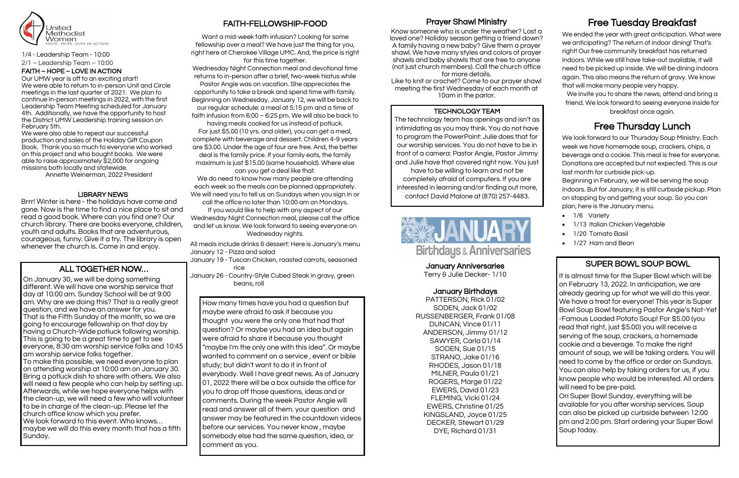United Methodist Women
FAITH · HOPE · LOVE IN ACTION

1/4 - Leadership Team - 10:00
2/1 – Leadership Team – 10:00

**FAITH – HOPE – LOVE IN ACTION**

Our UMW year is off to an exciting start!
We were able to return to in-person Unit and Circle meetings in the last quarter of 2021. We plan to continue in-person meetings in 2022, with the first Leadership Team Meeting scheduled for January 4th. Additionally, we have the opportunity to host the District UMW Leadership training session on February 5th.
We were also able to repeat our successful production and sales of the Holiday Gift Coupon Book. Thank you so much to everyone who worked on this project and who bought books. We were able to raise approximately $2,000 for ongoing missions both locally and statewide.
Annette Weinerman, 2022 President

## LIBRARY NEWS

Brrr! Winter is here - the holidays have come and gone. Now is the time to find a nice place to sit and read a good book. Where can you find one? Our church library. There are books everyone, children, youth and adults. Books that are adventurous, courageous, funny. Give it a try. The library is open whenever the church is. Come in and enjoy.

## ALL TOGETHER NOW...

On January 30, we will be doing something different. We will have one worship service that day at 10:00 am. Sunday School will be at 9:00 am. Why are we doing this? That is a really great question, and we have an answer for you.
That is the Fifth Sunday of the month, so we are going to encourage fellowship on that day by having a Church-Wide potluck following worship. This is going to be a great time to get to see everyone, 8:30 am worship service folks and 10:45 am worship service folks together.
To make this possible, we need everyone to plan on attending worship at 10:00 am on January 30. Bring a potluck dish to share with others. We also will need a few people who can help by setting up. Afterwards, while we hope everyone helps with the clean-up, we will need a few with will volunteer to be in charge of the clean-up. Please let the church office know which you prefer.
We look forward to this event. Who knows... maybe we will do this every month that has a fifth Sunday.

## FAITH-FELLOWSHIP-FOOD

Want a mid-week faith infusion? Looking for some fellowship over a meal? We have just the thing for you, right here at Cherokee Village UMC. And, the price is right for this time together.
Wednesday Night Connection meal and devotional time returns to in-person after a brief, two-week hiatus while Pastor Angie was on vacation. She appreciates the opportunity to take a break and spend time with family. Beginning on Wednesday, January 12, we will be back to our regular schedule: a meal at 5:15 pm and a time of faith infusion from 6:00 – 6:25 pm. We will also be back to having meals cooked for us instead of potluck.
For just $5.00 (10 yrs. and older), you can get a meal, complete with beverage and dessert. Children 4-9 years are $3.00. Under the age of four are free. And, the better deal is the family price. If your family eats, the family maximum is just $15.00 (same household). Where else can you get a deal like that.
We do need to know how many people are attending each week so the meals can be planned appropriately. We will need you to tell us on Sundays when you sign in or call the office no later than 10:00 am on Mondays.
If you would like to help with any aspect of our Wednesday Night Connection meal, please call the office and let us know. We look forward to seeing everyone on Wednesday nights.

All meals include drinks & dessert: Here is January's menu
January 12 - Pizza and salad
January 19 - Tuscan Chicken, roasted carrots, seasoned rice
January 26 - Country-Style Cubed Steak in gravy, green beans, roll

How many times have you had a question but maybe were afraid to ask it because you thought you were the only one that had that question? Or maybe you had an idea but again were afraid to share it because you thought "maybe I'm the only one with this idea". Or maybe wanted to comment on a service , event or bible study; but didn't want to do it in front of everybody. Well I have great news. As of January 01, 2022 there will be a box outside the office for you to drop off those questions, ideas and or comments. During the week Pastor Angie will read and answer all of them. your question and answer may be featured in the countdown videos before our services. You never know , maybe somebody else had the same question, idea, or comment as you.

## Prayer Shawl Ministry

Know someone who is under the weather? Lost a loved one? Holiday season getting a friend down? A family having a new baby? Give them a prayer shawl. We have many styles and colors of prayer shawls and baby shawls that are free to anyone (not just church members). Call the church office for more details.
Like to knit or crochet? Come to our prayer shawl meeting the first Wednesday of each month at 10am in the parlor.

## TECHNOLOGY TEAM

The technology team has openings and isn't as intimidating as you may think. You do not have to program the PowerPoint: Julie does that for our worship services. You do not have to be in front of a camera: Pastor Angie, Pastor Jimmy and Julie have that covered right now. You just have to be willing to learn and not be completely afraid of computers. If you are interested in learning and/or finding out more, contact David Malone at (870) 257-4483.

## JANUARY Birthdays & Anniversaries

**January Anniversaries**
Terry & Julie Decker- 1/10

**January Birthdays**
PATTERSON, Rick 01/02
SODEN, Jack 01/02
RUSSENBERGER, Frank 01/08
DUNCAN, Vince 01/11
ANDERSON, Jimmy 01/12
SAWYER, Carla 01/14
SODEN, Sue 01/15
STRANO, Jake 01/16
RHODES, Jason 01/18
MILNER, Paula 01/21
ROGERS, Marge 01/22
EWERS, David 01/23
FLEMING, Vicki 01/24
EWERS, Christine 01/25
KINGSLAND, Joyce 01/25
DECKER, Stewart 01/29
DYE, Richard 01/31

## Free Tuesday Breakfast

We ended the year with great anticipation. What were we anticipating? The return of indoor dining! That's right! Our free community breakfast has returned indoors. While we still have take-out available, it will need to be picked up inside. We will be dining indoors again. This also means the return of gravy. We know that will make many people very happy.
We invite you to share the news, attend and bring a friend. We look forward to seeing everyone inside for breakfast once again.

## Free Thursday Lunch

We look forward to our Thursday Soup Ministry. Each week we have homemade soup, crackers, chips, a beverage and a cookie. This meal is free for everyone. Donations are accepted but not expected. This is our last month for curbside pick-up.
Beginning in February, we will be serving the soup indoors. But for January, it is still curbside pickup. Plan on stopping by and getting your soup. So you can plan, here is the January menu.

- 1/6 Variety
- 1/13 Italian Chicken Vegetable
- 1/20 Tomato Basil
- 1/27 Ham and Bean

## SUPER BOWL SOUP BOWL

It is almost time for the Super Bowl which will be on February 13, 2022. In anticipation, we are already gearing up for what we will do this year. We have a treat for everyone! This year is Super Bowl Soup Bowl featuring Pastor Angie's Not-Yet -Famous Loaded Potato Soup! For $5.00 (you read that right, just $5.00) you will receive a serving of the soup, crackers, a homemade cookie and a beverage. To make the right amount of soup, we will be taking orders. You will need to come by the office or order on Sundays. You can also help by taking orders for us, if you know people who would be interested. All orders will need to be pre-paid.
On Super Bowl Sunday, everything will be available for you after worship services. Soup can also be picked up curbside between 12:00 pm and 2:00 pm. Start ordering your Super Bowl Soup today.